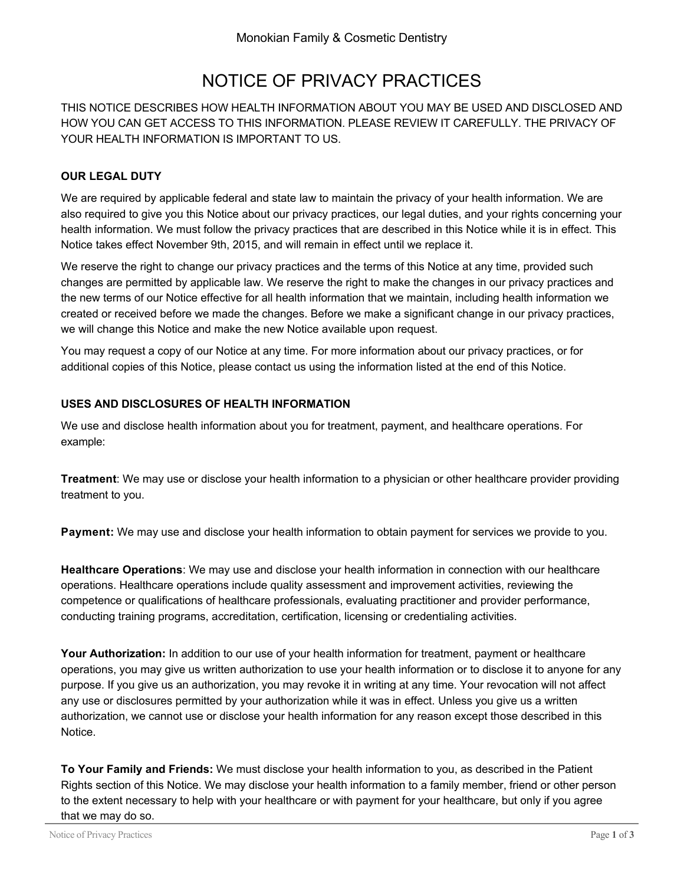Monokian Family & Cosmetic Dentistry

# NOTICE OF PRIVACY PRACTICES

THIS NOTICE DESCRIBES HOW HEALTH INFORMATION ABOUT YOU MAY BE USED AND DISCLOSED AND HOW YOU CAN GET ACCESS TO THIS INFORMATION. PLEASE REVIEW IT CAREFULLY. THE PRIVACY OF YOUR HEALTH INFORMATION IS IMPORTANT TO US.

## OUR LEGAL DUTY

We are required by applicable federal and state law to maintain the privacy of your health information. We are also required to give you this Notice about our privacy practices, our legal duties, and your rights concerning your health information. We must follow the privacy practices that are described in this Notice while it is in effect. This Notice takes effect November 9th, 2015, and will remain in effect until we replace it.

We reserve the right to change our privacy practices and the terms of this Notice at any time, provided such changes are permitted by applicable law. We reserve the right to make the changes in our privacy practices and the new terms of our Notice effective for all health information that we maintain, including health information we created or received before we made the changes. Before we make a significant change in our privacy practices, we will change this Notice and make the new Notice available upon request.

You may request a copy of our Notice at any time. For more information about our privacy practices, or for additional copies of this Notice, please contact us using the information listed at the end of this Notice.

## USES AND DISCLOSURES OF HEALTH INFORMATION

We use and disclose health information about you for treatment, payment, and healthcare operations. For example:

**Treatment**: We may use or disclose your health information to a physician or other healthcare provider providing treatment to you.

**Payment:** We may use and disclose your health information to obtain payment for services we provide to you.

**Healthcare Operations**: We may use and disclose your health information in connection with our healthcare operations. Healthcare operations include quality assessment and improvement activities, reviewing the competence or qualifications of healthcare professionals, evaluating practitioner and provider performance, conducting training programs, accreditation, certification, licensing or credentialing activities.

**Your Authorization:** In addition to our use of your health information for treatment, payment or healthcare operations, you may give us written authorization to use your health information or to disclose it to anyone for any purpose. If you give us an authorization, you may revoke it in writing at any time. Your revocation will not affect any use or disclosures permitted by your authorization while it was in effect. Unless you give us a written authorization, we cannot use or disclose your health information for any reason except those described in this Notice.

**To Your Family and Friends:** We must disclose your health information to you, as described in the Patient Rights section of this Notice. We may disclose your health information to a family member, friend or other person to the extent necessary to help with your healthcare or with payment for your healthcare, but only if you agree that we may do so.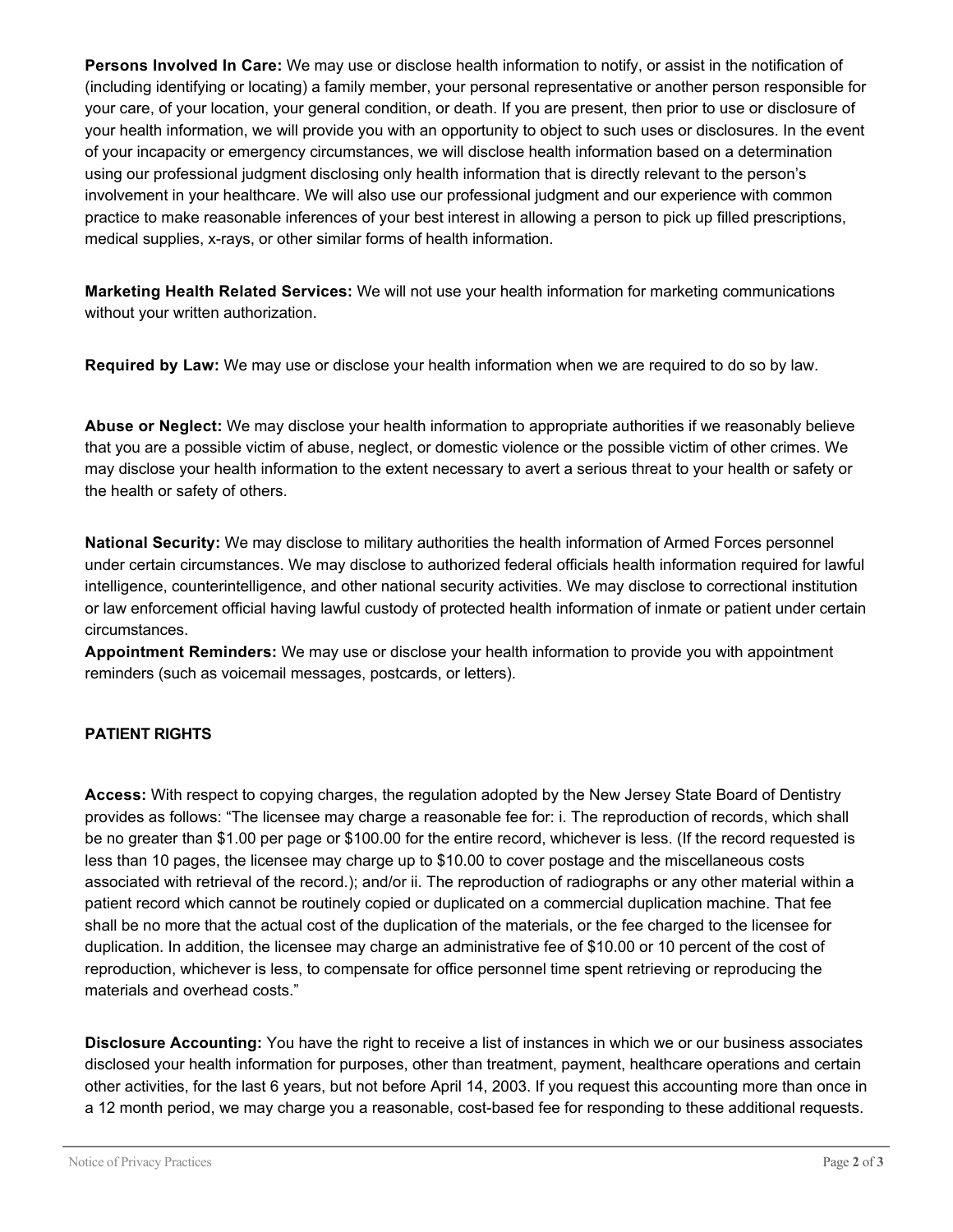**Persons Involved In Care:** We may use or disclose health information to notify, or assist in the notification of (including identifying or locating) a family member, your personal representative or another person responsible for your care, of your location, your general condition, or death. If you are present, then prior to use or disclosure of your health information, we will provide you with an opportunity to object to such uses or disclosures. In the event of your incapacity or emergency circumstances, we will disclose health information based on a determination using our professional judgment disclosing only health information that is directly relevant to the person's involvement in your healthcare. We will also use our professional judgment and our experience with common practice to make reasonable inferences of your best interest in allowing a person to pick up filled prescriptions, medical supplies, x-rays, or other similar forms of health information.

**Marketing Health Related Services:** We will not use your health information for marketing communications without your written authorization.

**Required by Law:** We may use or disclose your health information when we are required to do so by law.

**Abuse or Neglect:** We may disclose your health information to appropriate authorities if we reasonably believe that you are a possible victim of abuse, neglect, or domestic violence or the possible victim of other crimes. We may disclose your health information to the extent necessary to avert a serious threat to your health or safety or the health or safety of others.

**National Security:** We may disclose to military authorities the health information of Armed Forces personnel under certain circumstances. We may disclose to authorized federal officials health information required for lawful intelligence, counterintelligence, and other national security activities. We may disclose to correctional institution or law enforcement official having lawful custody of protected health information of inmate or patient under certain circumstances.

**Appointment Reminders:** We may use or disclose your health information to provide you with appointment reminders (such as voicemail messages, postcards, or letters).

**PATIENT RIGHTS**

**Access:** With respect to copying charges, the regulation adopted by the New Jersey State Board of Dentistry provides as follows: "The licensee may charge a reasonable fee for: i. The reproduction of records, which shall be no greater than $1.00 per page or $100.00 for the entire record, whichever is less. (If the record requested is less than 10 pages, the licensee may charge up to $10.00 to cover postage and the miscellaneous costs associated with retrieval of the record.); and/or ii. The reproduction of radiographs or any other material within a patient record which cannot be routinely copied or duplicated on a commercial duplication machine. That fee shall be no more that the actual cost of the duplication of the materials, or the fee charged to the licensee for duplication. In addition, the licensee may charge an administrative fee of $10.00 or 10 percent of the cost of reproduction, whichever is less, to compensate for office personnel time spent retrieving or reproducing the materials and overhead costs."

**Disclosure Accounting:** You have the right to receive a list of instances in which we or our business associates disclosed your health information for purposes, other than treatment, payment, healthcare operations and certain other activities, for the last 6 years, but not before April 14, 2003. If you request this accounting more than once in a 12 month period, we may charge you a reasonable, cost-based fee for responding to these additional requests.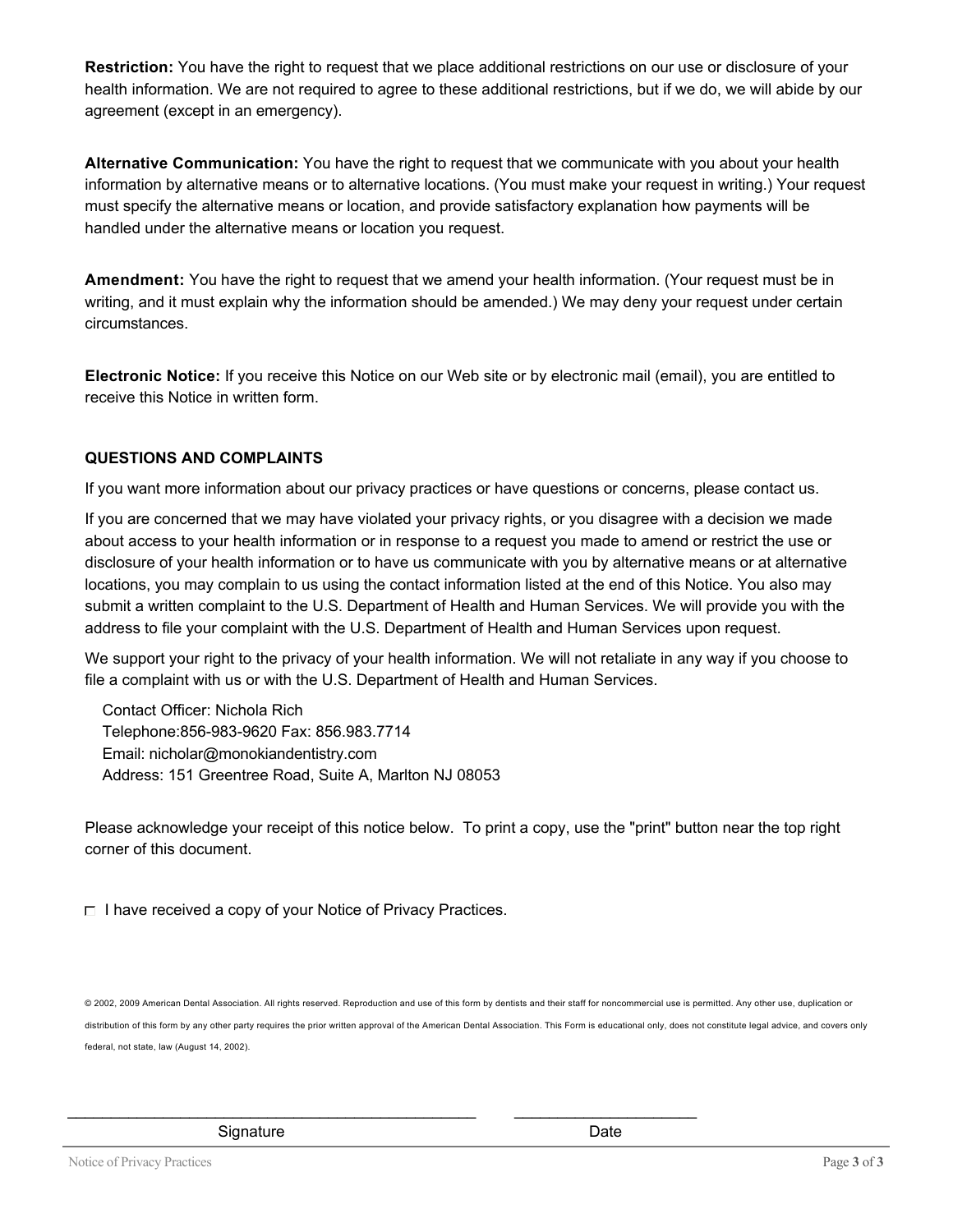**Restriction:** You have the right to request that we place additional restrictions on our use or disclosure of your health information. We are not required to agree to these additional restrictions, but if we do, we will abide by our agreement (except in an emergency).

**Alternative Communication:** You have the right to request that we communicate with you about your health information by alternative means or to alternative locations. (You must make your request in writing.) Your request must specify the alternative means or location, and provide satisfactory explanation how payments will be handled under the alternative means or location you request.

**Amendment:** You have the right to request that we amend your health information. (Your request must be in writing, and it must explain why the information should be amended.) We may deny your request under certain circumstances.

**Electronic Notice:** If you receive this Notice on our Web site or by electronic mail (email), you are entitled to receive this Notice in written form.

**QUESTIONS AND COMPLAINTS**

If you want more information about our privacy practices or have questions or concerns, please contact us.

If you are concerned that we may have violated your privacy rights, or you disagree with a decision we made about access to your health information or in response to a request you made to amend or restrict the use or disclosure of your health information or to have us communicate with you by alternative means or at alternative locations, you may complain to us using the contact information listed at the end of this Notice. You also may submit a written complaint to the U.S. Department of Health and Human Services. We will provide you with the address to file your complaint with the U.S. Department of Health and Human Services upon request.

We support your right to the privacy of your health information. We will not retaliate in any way if you choose to file a complaint with us or with the U.S. Department of Health and Human Services.

Contact Officer: Nichola Rich
Telephone:856-983-9620 Fax: 856.983.7714
Email: nicholar@monokiandentistry.com
Address: 151 Greentree Road, Suite A, Marlton NJ 08053

Please acknowledge your receipt of this notice below. To print a copy, use the "print" button near the top right corner of this document.

☐ I have received a copy of your Notice of Privacy Practices.

© 2002, 2009 American Dental Association. All rights reserved. Reproduction and use of this form by dentists and their staff for noncommercial use is permitted. Any other use, duplication or distribution of this form by any other party requires the prior written approval of the American Dental Association. This Form is educational only, does not constitute legal advice, and covers only federal, not state, law (August 14, 2002).

_______________________________________________ ____________________

Signature Date